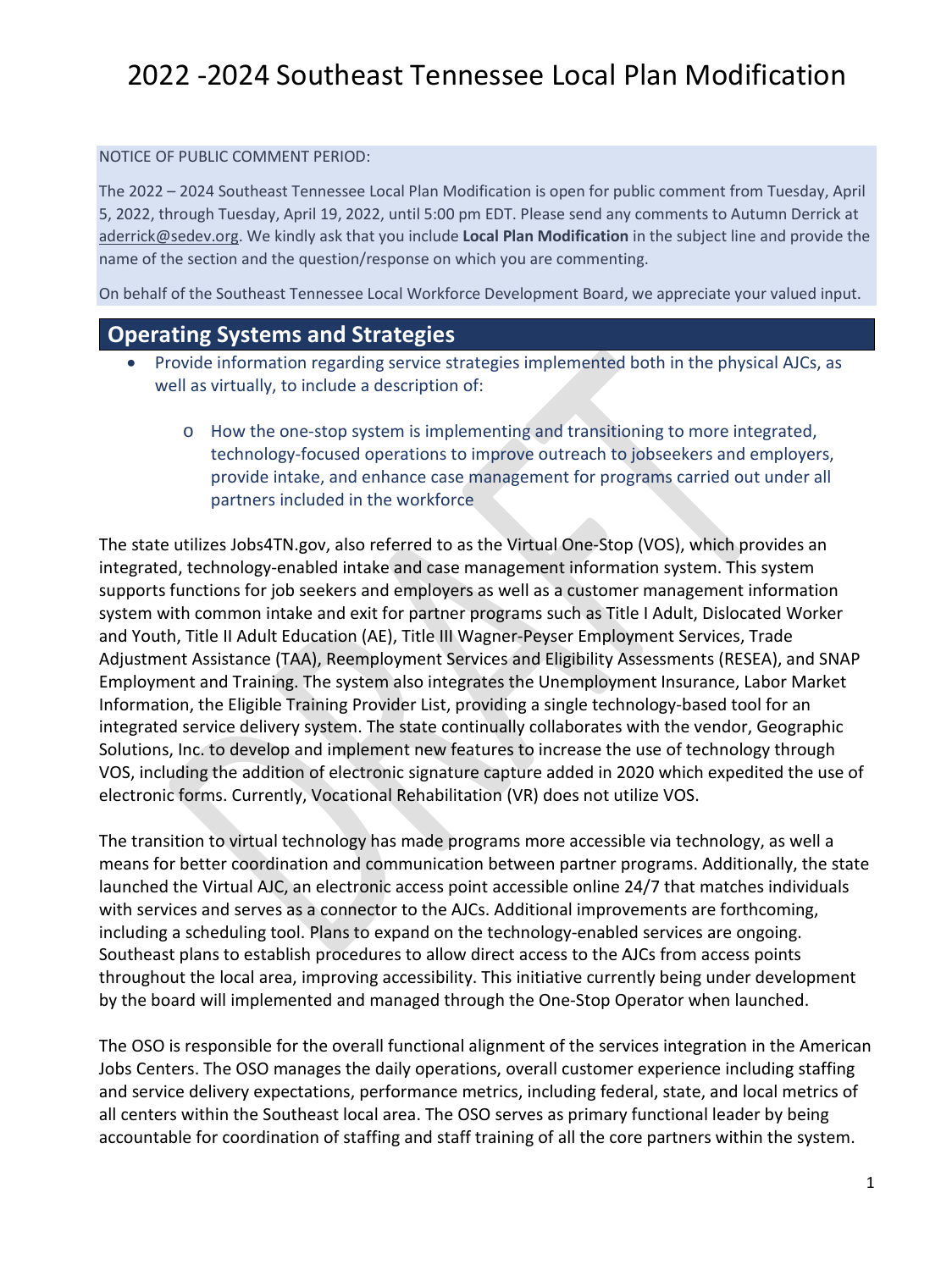# 2022 -2024 Southeast Tennessee Local Plan Modification

NOTICE OF PUBLIC COMMENT PERIOD:

The 2022 – 2024 Southeast Tennessee Local Plan Modification is open for public comment from Tuesday, April 5, 2022, through Tuesday, April 19, 2022, until 5:00 pm EDT. Please send any comments to Autumn Derrick at aderrick@sedev.org. We kindly ask that you include **Local Plan Modification** in the subject line and provide the name of the section and the question/response on which you are commenting.

On behalf of the Southeast Tennessee Local Workforce Development Board, we appreciate your valued input.

## Operating Systems and Strategies

- Provide information regarding service strategies implemented both in the physical AJCs, as well as virtually, to include a description of:
  - How the one-stop system is implementing and transitioning to more integrated, technology-focused operations to improve outreach to jobseekers and employers, provide intake, and enhance case management for programs carried out under all partners included in the workforce

The state utilizes Jobs4TN.gov, also referred to as the Virtual One-Stop (VOS), which provides an integrated, technology-enabled intake and case management information system. This system supports functions for job seekers and employers as well as a customer management information system with common intake and exit for partner programs such as Title I Adult, Dislocated Worker and Youth, Title II Adult Education (AE), Title III Wagner-Peyser Employment Services, Trade Adjustment Assistance (TAA), Reemployment Services and Eligibility Assessments (RESEA), and SNAP Employment and Training. The system also integrates the Unemployment Insurance, Labor Market Information, the Eligible Training Provider List, providing a single technology-based tool for an integrated service delivery system. The state continually collaborates with the vendor, Geographic Solutions, Inc. to develop and implement new features to increase the use of technology through VOS, including the addition of electronic signature capture added in 2020 which expedited the use of electronic forms. Currently, Vocational Rehabilitation (VR) does not utilize VOS.

The transition to virtual technology has made programs more accessible via technology, as well a means for better coordination and communication between partner programs. Additionally, the state launched the Virtual AJC, an electronic access point accessible online 24/7 that matches individuals with services and serves as a connector to the AJCs. Additional improvements are forthcoming, including a scheduling tool. Plans to expand on the technology-enabled services are ongoing. Southeast plans to establish procedures to allow direct access to the AJCs from access points throughout the local area, improving accessibility. This initiative currently being under development by the board will implemented and managed through the One-Stop Operator when launched.

The OSO is responsible for the overall functional alignment of the services integration in the American Jobs Centers. The OSO manages the daily operations, overall customer experience including staffing and service delivery expectations, performance metrics, including federal, state, and local metrics of all centers within the Southeast local area. The OSO serves as primary functional leader by being accountable for coordination of staffing and staff training of all the core partners within the system.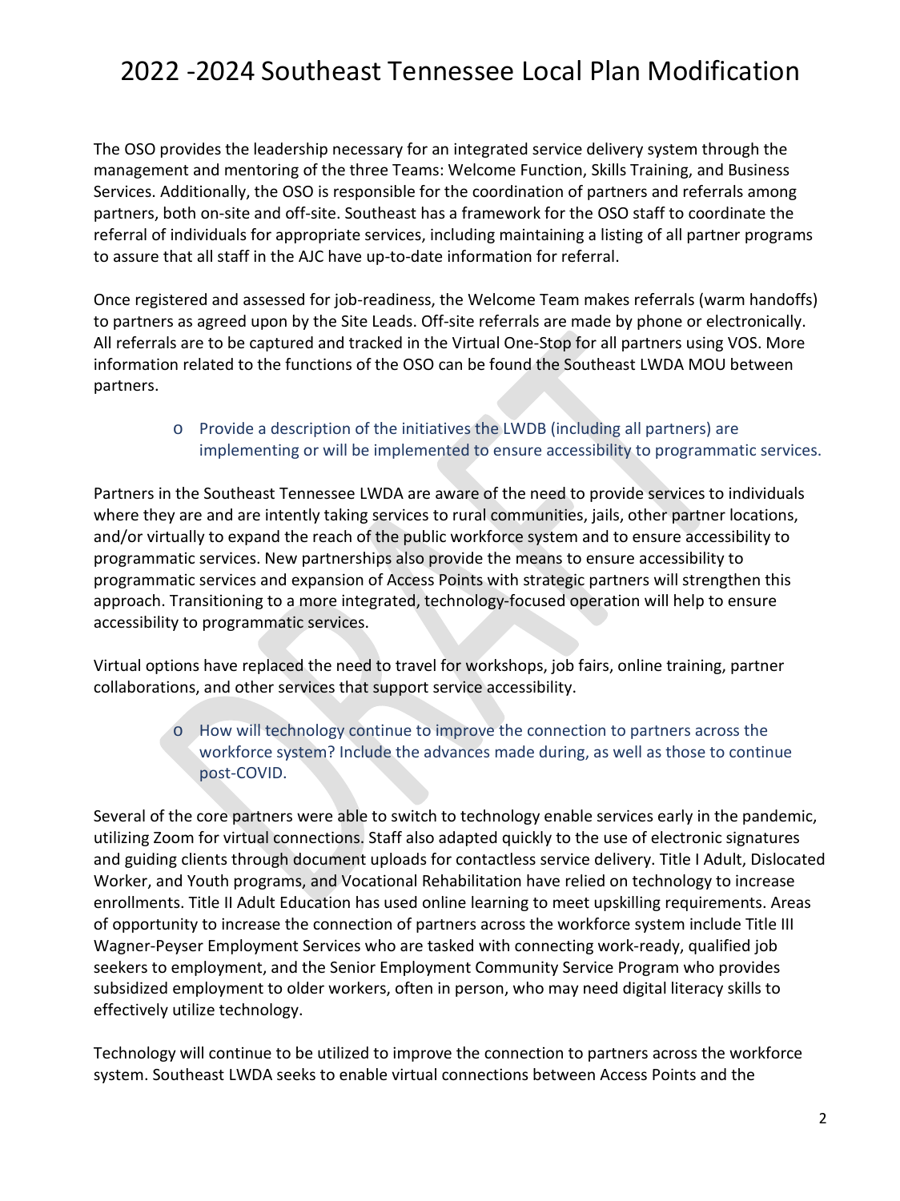The OSO provides the leadership necessary for an integrated service delivery system through the management and mentoring of the three Teams: Welcome Function, Skills Training, and Business Services. Additionally, the OSO is responsible for the coordination of partners and referrals among partners, both on-site and off-site. Southeast has a framework for the OSO staff to coordinate the referral of individuals for appropriate services, including maintaining a listing of all partner programs to assure that all staff in the AJC have up-to-date information for referral.

Once registered and assessed for job-readiness, the Welcome Team makes referrals (warm handoffs) to partners as agreed upon by the Site Leads. Off-site referrals are made by phone or electronically. All referrals are to be captured and tracked in the Virtual One-Stop for all partners using VOS. More information related to the functions of the OSO can be found the Southeast LWDA MOU between partners.

- Provide a description of the initiatives the LWDB (including all partners) are implementing or will be implemented to ensure accessibility to programmatic services.

Partners in the Southeast Tennessee LWDA are aware of the need to provide services to individuals where they are and are intently taking services to rural communities, jails, other partner locations, and/or virtually to expand the reach of the public workforce system and to ensure accessibility to programmatic services. New partnerships also provide the means to ensure accessibility to programmatic services and expansion of Access Points with strategic partners will strengthen this approach. Transitioning to a more integrated, technology-focused operation will help to ensure accessibility to programmatic services.

Virtual options have replaced the need to travel for workshops, job fairs, online training, partner collaborations, and other services that support service accessibility.

- How will technology continue to improve the connection to partners across the workforce system? Include the advances made during, as well as those to continue post-COVID.

Several of the core partners were able to switch to technology enable services early in the pandemic, utilizing Zoom for virtual connections. Staff also adapted quickly to the use of electronic signatures and guiding clients through document uploads for contactless service delivery. Title I Adult, Dislocated Worker, and Youth programs, and Vocational Rehabilitation have relied on technology to increase enrollments. Title II Adult Education has used online learning to meet upskilling requirements. Areas of opportunity to increase the connection of partners across the workforce system include Title III Wagner-Peyser Employment Services who are tasked with connecting work-ready, qualified job seekers to employment, and the Senior Employment Community Service Program who provides subsidized employment to older workers, often in person, who may need digital literacy skills to effectively utilize technology.

Technology will continue to be utilized to improve the connection to partners across the workforce system. Southeast LWDA seeks to enable virtual connections between Access Points and the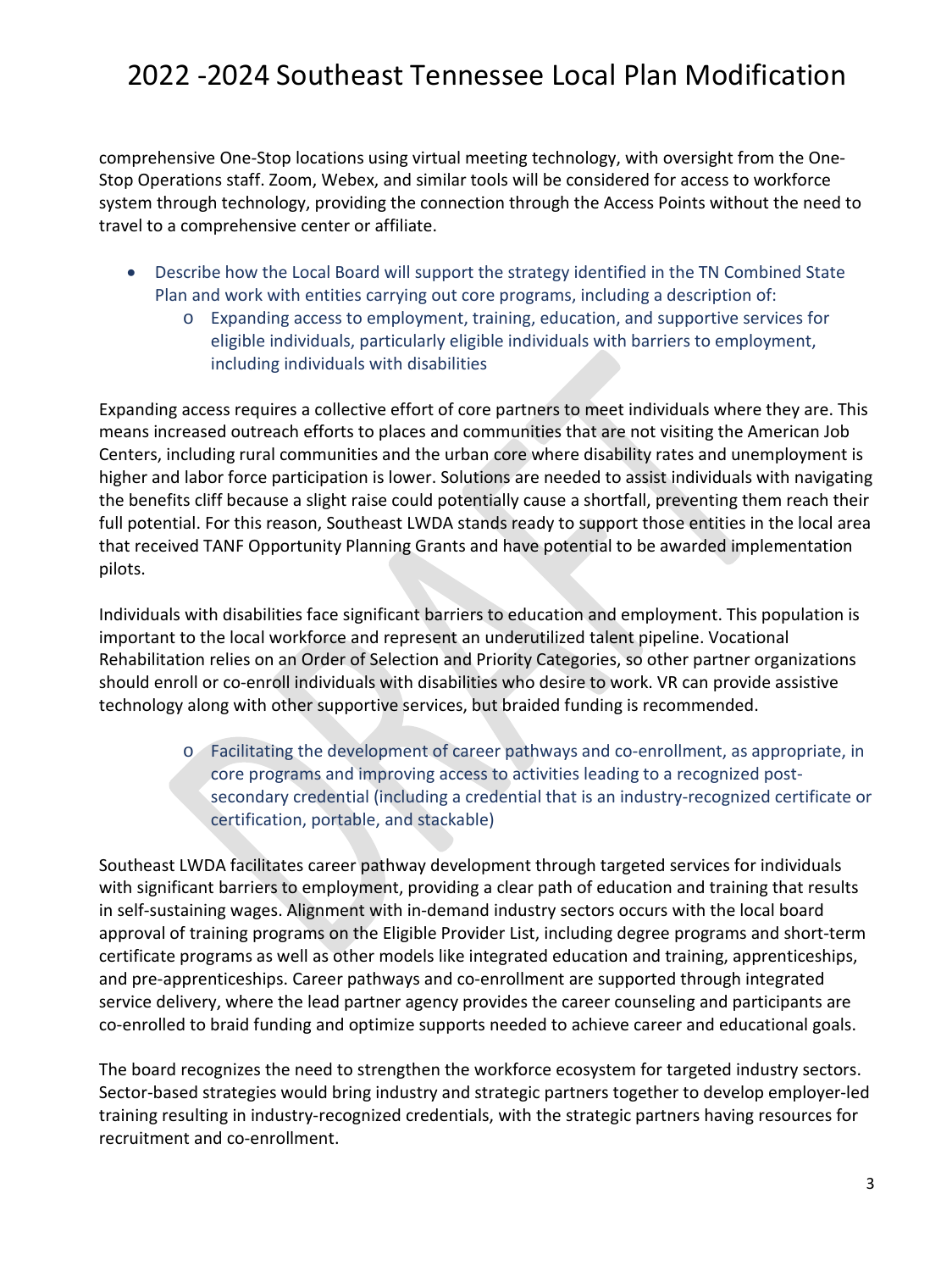comprehensive One-Stop locations using virtual meeting technology, with oversight from the One-Stop Operations staff. Zoom, Webex, and similar tools will be considered for access to workforce system through technology, providing the connection through the Access Points without the need to travel to a comprehensive center or affiliate.

- Describe how the Local Board will support the strategy identified in the TN Combined State Plan and work with entities carrying out core programs, including a description of:
    - Expanding access to employment, training, education, and supportive services for eligible individuals, particularly eligible individuals with barriers to employment, including individuals with disabilities

Expanding access requires a collective effort of core partners to meet individuals where they are. This means increased outreach efforts to places and communities that are not visiting the American Job Centers, including rural communities and the urban core where disability rates and unemployment is higher and labor force participation is lower. Solutions are needed to assist individuals with navigating the benefits cliff because a slight raise could potentially cause a shortfall, preventing them reach their full potential. For this reason, Southeast LWDA stands ready to support those entities in the local area that received TANF Opportunity Planning Grants and have potential to be awarded implementation pilots.

Individuals with disabilities face significant barriers to education and employment. This population is important to the local workforce and represent an underutilized talent pipeline. Vocational Rehabilitation relies on an Order of Selection and Priority Categories, so other partner organizations should enroll or co-enroll individuals with disabilities who desire to work. VR can provide assistive technology along with other supportive services, but braided funding is recommended.

- Facilitating the development of career pathways and co-enrollment, as appropriate, in core programs and improving access to activities leading to a recognized post-secondary credential (including a credential that is an industry-recognized certificate or certification, portable, and stackable)

Southeast LWDA facilitates career pathway development through targeted services for individuals with significant barriers to employment, providing a clear path of education and training that results in self-sustaining wages. Alignment with in-demand industry sectors occurs with the local board approval of training programs on the Eligible Provider List, including degree programs and short-term certificate programs as well as other models like integrated education and training, apprenticeships, and pre-apprenticeships. Career pathways and co-enrollment are supported through integrated service delivery, where the lead partner agency provides the career counseling and participants are co-enrolled to braid funding and optimize supports needed to achieve career and educational goals.

The board recognizes the need to strengthen the workforce ecosystem for targeted industry sectors. Sector-based strategies would bring industry and strategic partners together to develop employer-led training resulting in industry-recognized credentials, with the strategic partners having resources for recruitment and co-enrollment.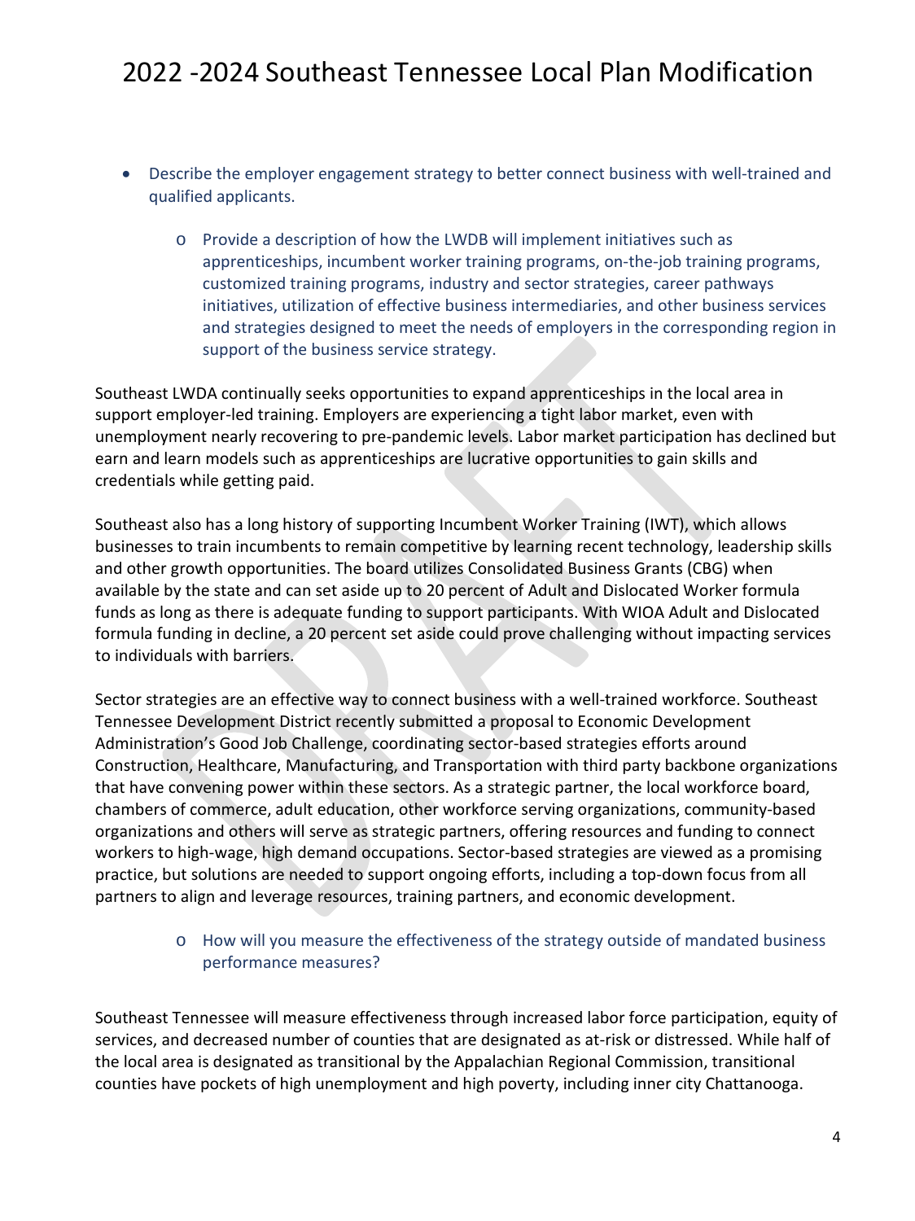- Describe the employer engagement strategy to better connect business with well-trained and qualified applicants.

    - Provide a description of how the LWDB will implement initiatives such as apprenticeships, incumbent worker training programs, on-the-job training programs, customized training programs, industry and sector strategies, career pathways initiatives, utilization of effective business intermediaries, and other business services and strategies designed to meet the needs of employers in the corresponding region in support of the business service strategy.

Southeast LWDA continually seeks opportunities to expand apprenticeships in the local area in support employer-led training. Employers are experiencing a tight labor market, even with unemployment nearly recovering to pre-pandemic levels. Labor market participation has declined but earn and learn models such as apprenticeships are lucrative opportunities to gain skills and credentials while getting paid.

Southeast also has a long history of supporting Incumbent Worker Training (IWT), which allows businesses to train incumbents to remain competitive by learning recent technology, leadership skills and other growth opportunities. The board utilizes Consolidated Business Grants (CBG) when available by the state and can set aside up to 20 percent of Adult and Dislocated Worker formula funds as long as there is adequate funding to support participants. With WIOA Adult and Dislocated formula funding in decline, a 20 percent set aside could prove challenging without impacting services to individuals with barriers.

Sector strategies are an effective way to connect business with a well-trained workforce. Southeast Tennessee Development District recently submitted a proposal to Economic Development Administration's Good Job Challenge, coordinating sector-based strategies efforts around Construction, Healthcare, Manufacturing, and Transportation with third party backbone organizations that have convening power within these sectors. As a strategic partner, the local workforce board, chambers of commerce, adult education, other workforce serving organizations, community-based organizations and others will serve as strategic partners, offering resources and funding to connect workers to high-wage, high demand occupations. Sector-based strategies are viewed as a promising practice, but solutions are needed to support ongoing efforts, including a top-down focus from all partners to align and leverage resources, training partners, and economic development.

    - How will you measure the effectiveness of the strategy outside of mandated business performance measures?

Southeast Tennessee will measure effectiveness through increased labor force participation, equity of services, and decreased number of counties that are designated as at-risk or distressed. While half of the local area is designated as transitional by the Appalachian Regional Commission, transitional counties have pockets of high unemployment and high poverty, including inner city Chattanooga.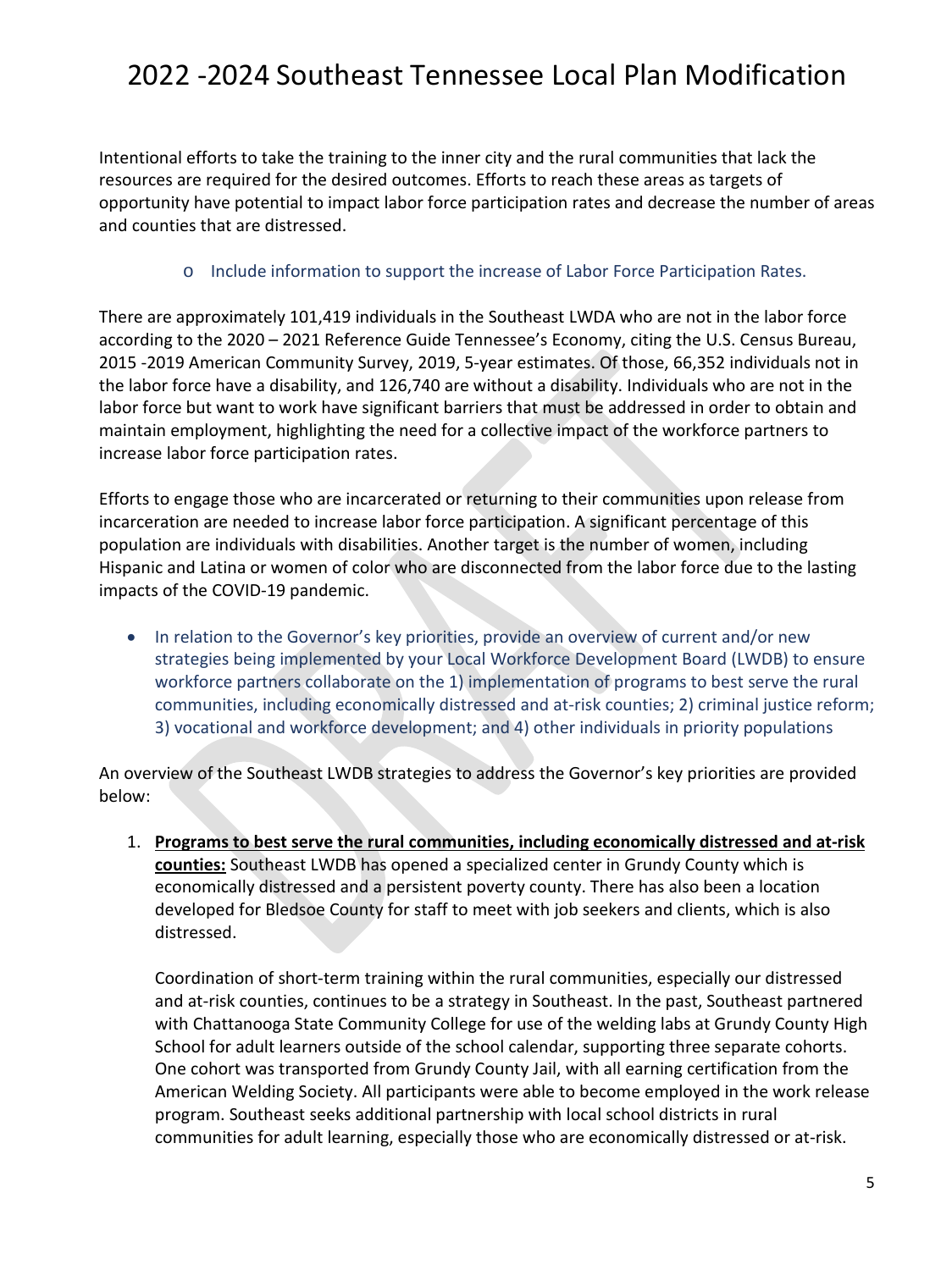Intentional efforts to take the training to the inner city and the rural communities that lack the resources are required for the desired outcomes. Efforts to reach these areas as targets of opportunity have potential to impact labor force participation rates and decrease the number of areas and counties that are distressed.

- Include information to support the increase of Labor Force Participation Rates.

There are approximately 101,419 individuals in the Southeast LWDA who are not in the labor force according to the 2020 – 2021 Reference Guide Tennessee's Economy, citing the U.S. Census Bureau, 2015 -2019 American Community Survey, 2019, 5-year estimates. Of those, 66,352 individuals not in the labor force have a disability, and 126,740 are without a disability. Individuals who are not in the labor force but want to work have significant barriers that must be addressed in order to obtain and maintain employment, highlighting the need for a collective impact of the workforce partners to increase labor force participation rates.

Efforts to engage those who are incarcerated or returning to their communities upon release from incarceration are needed to increase labor force participation. A significant percentage of this population are individuals with disabilities. Another target is the number of women, including Hispanic and Latina or women of color who are disconnected from the labor force due to the lasting impacts of the COVID-19 pandemic.

- In relation to the Governor's key priorities, provide an overview of current and/or new strategies being implemented by your Local Workforce Development Board (LWDB) to ensure workforce partners collaborate on the 1) implementation of programs to best serve the rural communities, including economically distressed and at-risk counties; 2) criminal justice reform; 3) vocational and workforce development; and 4) other individuals in priority populations

An overview of the Southeast LWDB strategies to address the Governor's key priorities are provided below:

1. **Programs to best serve the rural communities, including economically distressed and at-risk counties:** Southeast LWDB has opened a specialized center in Grundy County which is economically distressed and a persistent poverty county. There has also been a location developed for Bledsoe County for staff to meet with job seekers and clients, which is also distressed.

   Coordination of short-term training within the rural communities, especially our distressed and at-risk counties, continues to be a strategy in Southeast. In the past, Southeast partnered with Chattanooga State Community College for use of the welding labs at Grundy County High School for adult learners outside of the school calendar, supporting three separate cohorts. One cohort was transported from Grundy County Jail, with all earning certification from the American Welding Society. All participants were able to become employed in the work release program. Southeast seeks additional partnership with local school districts in rural communities for adult learning, especially those who are economically distressed or at-risk.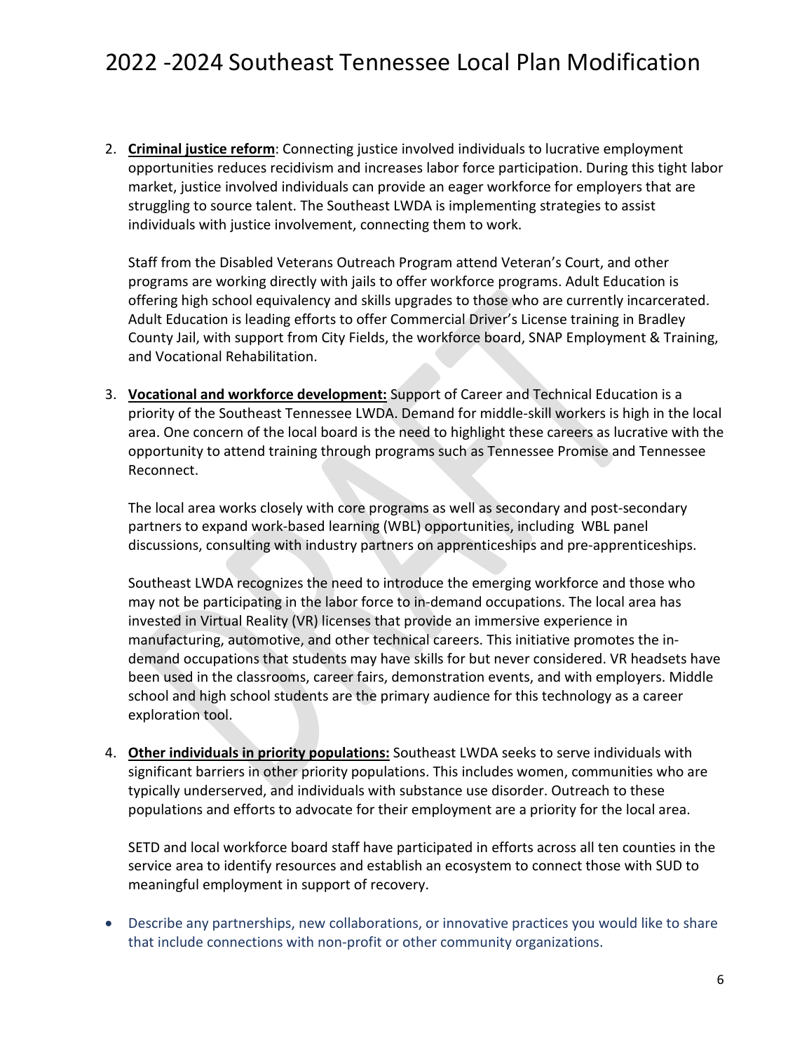2. **Criminal justice reform**: Connecting justice involved individuals to lucrative employment opportunities reduces recidivism and increases labor force participation. During this tight labor market, justice involved individuals can provide an eager workforce for employers that are struggling to source talent. The Southeast LWDA is implementing strategies to assist individuals with justice involvement, connecting them to work.

   Staff from the Disabled Veterans Outreach Program attend Veteran's Court, and other programs are working directly with jails to offer workforce programs. Adult Education is offering high school equivalency and skills upgrades to those who are currently incarcerated. Adult Education is leading efforts to offer Commercial Driver's License training in Bradley County Jail, with support from City Fields, the workforce board, SNAP Employment & Training, and Vocational Rehabilitation.

3. **Vocational and workforce development:** Support of Career and Technical Education is a priority of the Southeast Tennessee LWDA. Demand for middle-skill workers is high in the local area. One concern of the local board is the need to highlight these careers as lucrative with the opportunity to attend training through programs such as Tennessee Promise and Tennessee Reconnect.

   The local area works closely with core programs as well as secondary and post-secondary partners to expand work-based learning (WBL) opportunities, including WBL panel discussions, consulting with industry partners on apprenticeships and pre-apprenticeships.

   Southeast LWDA recognizes the need to introduce the emerging workforce and those who may not be participating in the labor force to in-demand occupations. The local area has invested in Virtual Reality (VR) licenses that provide an immersive experience in manufacturing, automotive, and other technical careers. This initiative promotes the in-demand occupations that students may have skills for but never considered. VR headsets have been used in the classrooms, career fairs, demonstration events, and with employers. Middle school and high school students are the primary audience for this technology as a career exploration tool.

4. **Other individuals in priority populations:** Southeast LWDA seeks to serve individuals with significant barriers in other priority populations. This includes women, communities who are typically underserved, and individuals with substance use disorder. Outreach to these populations and efforts to advocate for their employment are a priority for the local area.

   SETD and local workforce board staff have participated in efforts across all ten counties in the service area to identify resources and establish an ecosystem to connect those with SUD to meaningful employment in support of recovery.

- Describe any partnerships, new collaborations, or innovative practices you would like to share that include connections with non-profit or other community organizations.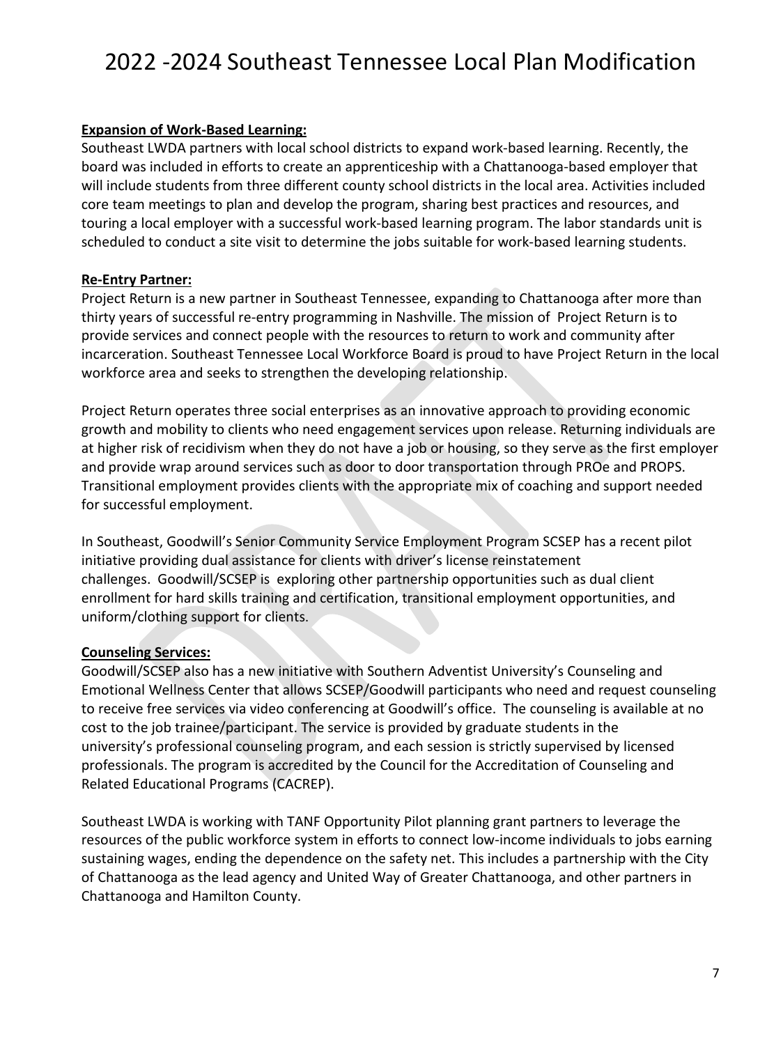**Expansion of Work-Based Learning:**
Southeast LWDA partners with local school districts to expand work-based learning. Recently, the board was included in efforts to create an apprenticeship with a Chattanooga-based employer that will include students from three different county school districts in the local area. Activities included core team meetings to plan and develop the program, sharing best practices and resources, and touring a local employer with a successful work-based learning program. The labor standards unit is scheduled to conduct a site visit to determine the jobs suitable for work-based learning students.

**Re-Entry Partner:**
Project Return is a new partner in Southeast Tennessee, expanding to Chattanooga after more than thirty years of successful re-entry programming in Nashville. The mission of Project Return is to provide services and connect people with the resources to return to work and community after incarceration. Southeast Tennessee Local Workforce Board is proud to have Project Return in the local workforce area and seeks to strengthen the developing relationship.

Project Return operates three social enterprises as an innovative approach to providing economic growth and mobility to clients who need engagement services upon release. Returning individuals are at higher risk of recidivism when they do not have a job or housing, so they serve as the first employer and provide wrap around services such as door to door transportation through PROe and PROPS. Transitional employment provides clients with the appropriate mix of coaching and support needed for successful employment.

In Southeast, Goodwill's Senior Community Service Employment Program SCSEP has a recent pilot initiative providing dual assistance for clients with driver's license reinstatement challenges. Goodwill/SCSEP is exploring other partnership opportunities such as dual client enrollment for hard skills training and certification, transitional employment opportunities, and uniform/clothing support for clients.

**Counseling Services:**
Goodwill/SCSEP also has a new initiative with Southern Adventist University's Counseling and Emotional Wellness Center that allows SCSEP/Goodwill participants who need and request counseling to receive free services via video conferencing at Goodwill's office. The counseling is available at no cost to the job trainee/participant. The service is provided by graduate students in the university's professional counseling program, and each session is strictly supervised by licensed professionals. The program is accredited by the Council for the Accreditation of Counseling and Related Educational Programs (CACREP).

Southeast LWDA is working with TANF Opportunity Pilot planning grant partners to leverage the resources of the public workforce system in efforts to connect low-income individuals to jobs earning sustaining wages, ending the dependence on the safety net. This includes a partnership with the City of Chattanooga as the lead agency and United Way of Greater Chattanooga, and other partners in Chattanooga and Hamilton County.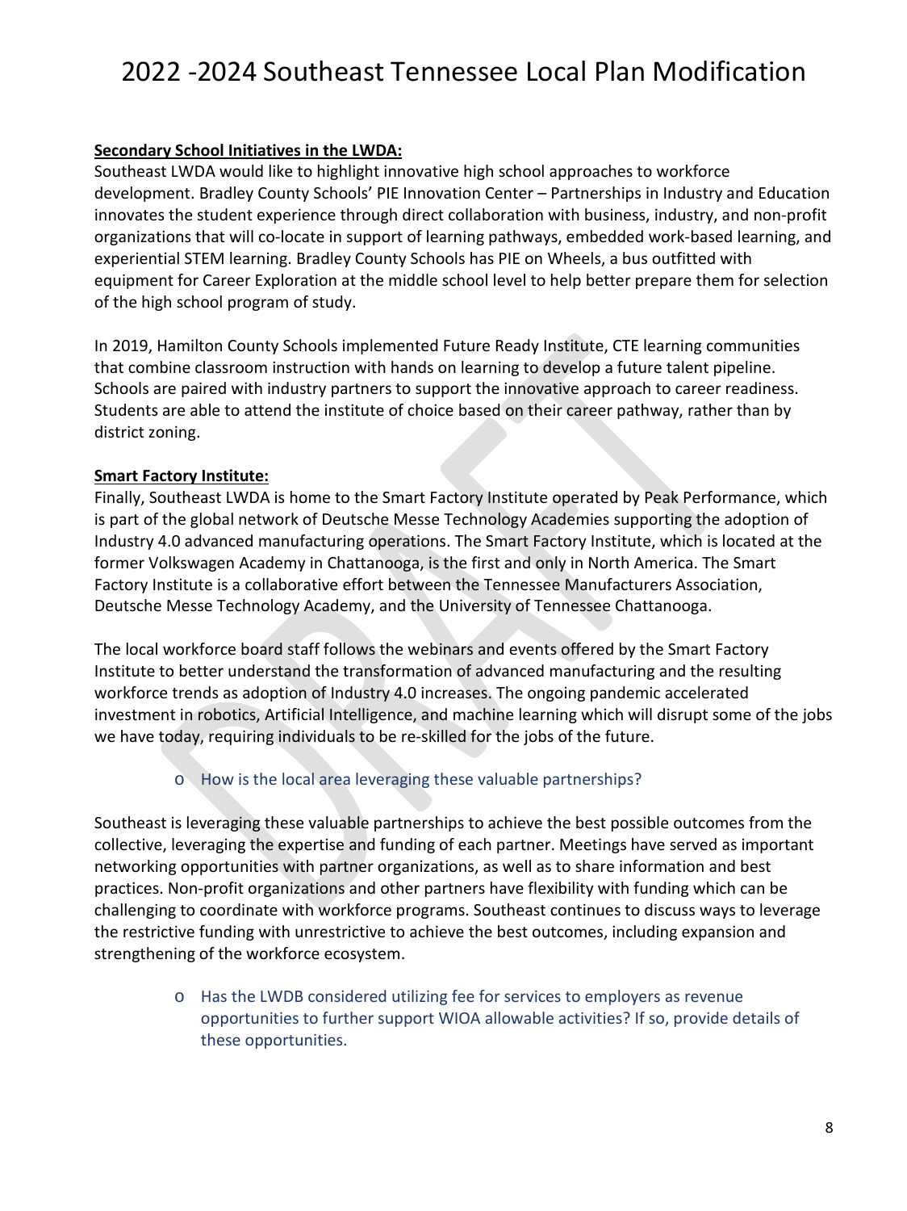**Secondary School Initiatives in the LWDA:**

Southeast LWDA would like to highlight innovative high school approaches to workforce development. Bradley County Schools' PIE Innovation Center – Partnerships in Industry and Education innovates the student experience through direct collaboration with business, industry, and non-profit organizations that will co-locate in support of learning pathways, embedded work-based learning, and experiential STEM learning. Bradley County Schools has PIE on Wheels, a bus outfitted with equipment for Career Exploration at the middle school level to help better prepare them for selection of the high school program of study.

In 2019, Hamilton County Schools implemented Future Ready Institute, CTE learning communities that combine classroom instruction with hands on learning to develop a future talent pipeline. Schools are paired with industry partners to support the innovative approach to career readiness. Students are able to attend the institute of choice based on their career pathway, rather than by district zoning.

**Smart Factory Institute:**

Finally, Southeast LWDA is home to the Smart Factory Institute operated by Peak Performance, which is part of the global network of Deutsche Messe Technology Academies supporting the adoption of Industry 4.0 advanced manufacturing operations. The Smart Factory Institute, which is located at the former Volkswagen Academy in Chattanooga, is the first and only in North America. The Smart Factory Institute is a collaborative effort between the Tennessee Manufacturers Association, Deutsche Messe Technology Academy, and the University of Tennessee Chattanooga.

The local workforce board staff follows the webinars and events offered by the Smart Factory Institute to better understand the transformation of advanced manufacturing and the resulting workforce trends as adoption of Industry 4.0 increases. The ongoing pandemic accelerated investment in robotics, Artificial Intelligence, and machine learning which will disrupt some of the jobs we have today, requiring individuals to be re-skilled for the jobs of the future.

- How is the local area leveraging these valuable partnerships?

Southeast is leveraging these valuable partnerships to achieve the best possible outcomes from the collective, leveraging the expertise and funding of each partner. Meetings have served as important networking opportunities with partner organizations, as well as to share information and best practices. Non-profit organizations and other partners have flexibility with funding which can be challenging to coordinate with workforce programs. Southeast continues to discuss ways to leverage the restrictive funding with unrestrictive to achieve the best outcomes, including expansion and strengthening of the workforce ecosystem.

- Has the LWDB considered utilizing fee for services to employers as revenue opportunities to further support WIOA allowable activities? If so, provide details of these opportunities.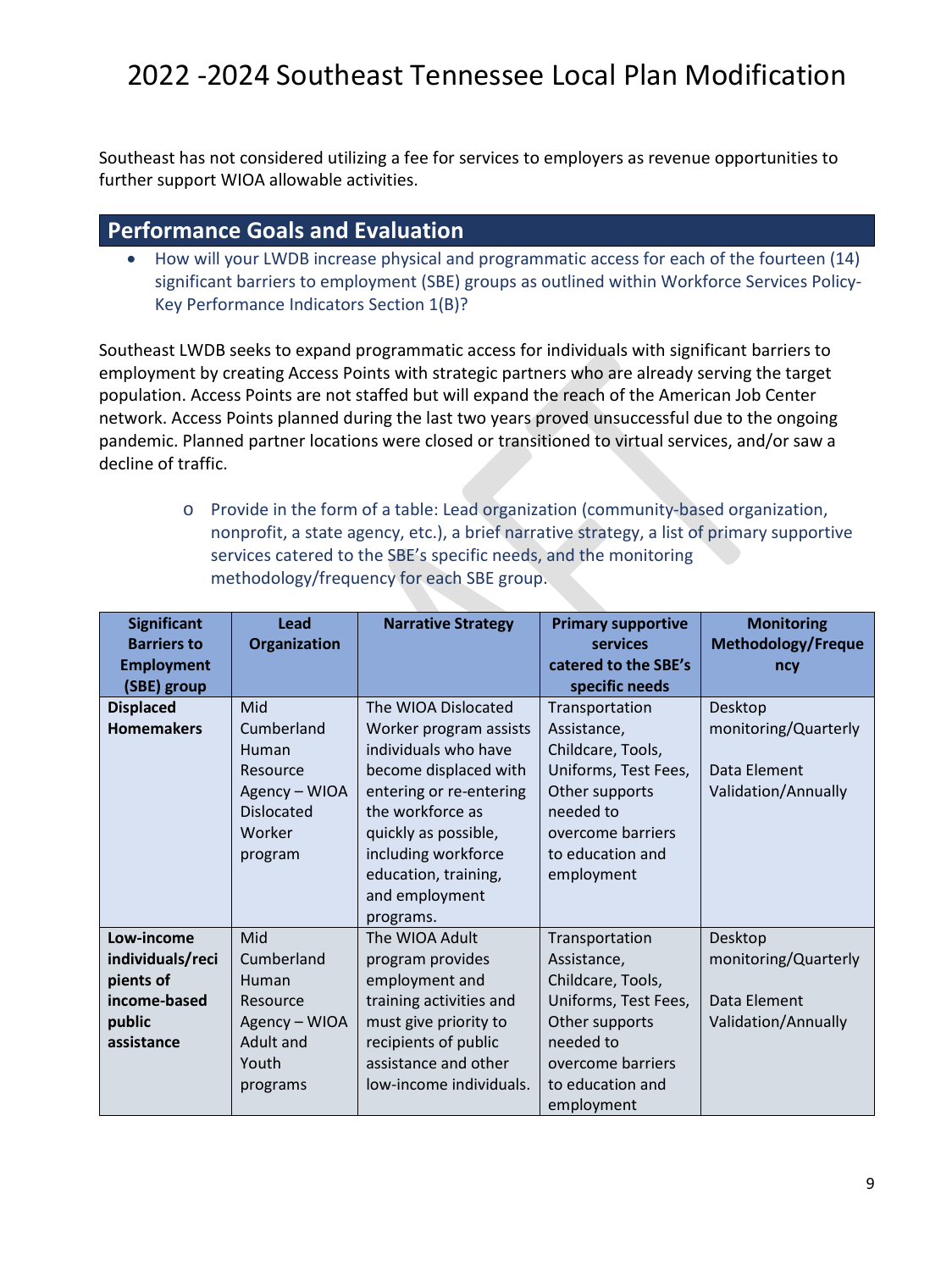Southeast has not considered utilizing a fee for services to employers as revenue opportunities to further support WIOA allowable activities.

## Performance Goals and Evaluation

- How will your LWDB increase physical and programmatic access for each of the fourteen (14) significant barriers to employment (SBE) groups as outlined within Workforce Services Policy-Key Performance Indicators Section 1(B)?

Southeast LWDB seeks to expand programmatic access for individuals with significant barriers to employment by creating Access Points with strategic partners who are already serving the target population. Access Points are not staffed but will expand the reach of the American Job Center network. Access Points planned during the last two years proved unsuccessful due to the ongoing pandemic. Planned partner locations were closed or transitioned to virtual services, and/or saw a decline of traffic.

  - Provide in the form of a table: Lead organization (community-based organization, nonprofit, a state agency, etc.), a brief narrative strategy, a list of primary supportive services catered to the SBE's specific needs, and the monitoring methodology/frequency for each SBE group.

| Significant Barriers to Employment (SBE) group | Lead Organization | Narrative Strategy | Primary supportive services catered to the SBE's specific needs | Monitoring Methodology/Frequency |
|---|---|---|---|---|
| **Displaced Homemakers** | Mid Cumberland Human Resource Agency – WIOA Dislocated Worker program | The WIOA Dislocated Worker program assists individuals who have become displaced with entering or re-entering the workforce as quickly as possible, including workforce education, training, and employment programs. | Transportation Assistance, Childcare, Tools, Uniforms, Test Fees, Other supports needed to overcome barriers to education and employment | Desktop monitoring/Quarterly<br><br>Data Element Validation/Annually |
| **Low-income individuals/recipients of income-based public assistance** | Mid Cumberland Human Resource Agency – WIOA Adult and Youth programs | The WIOA Adult program provides employment and training activities and must give priority to recipients of public assistance and other low-income individuals. | Transportation Assistance, Childcare, Tools, Uniforms, Test Fees, Other supports needed to overcome barriers to education and employment | Desktop monitoring/Quarterly<br><br>Data Element Validation/Annually |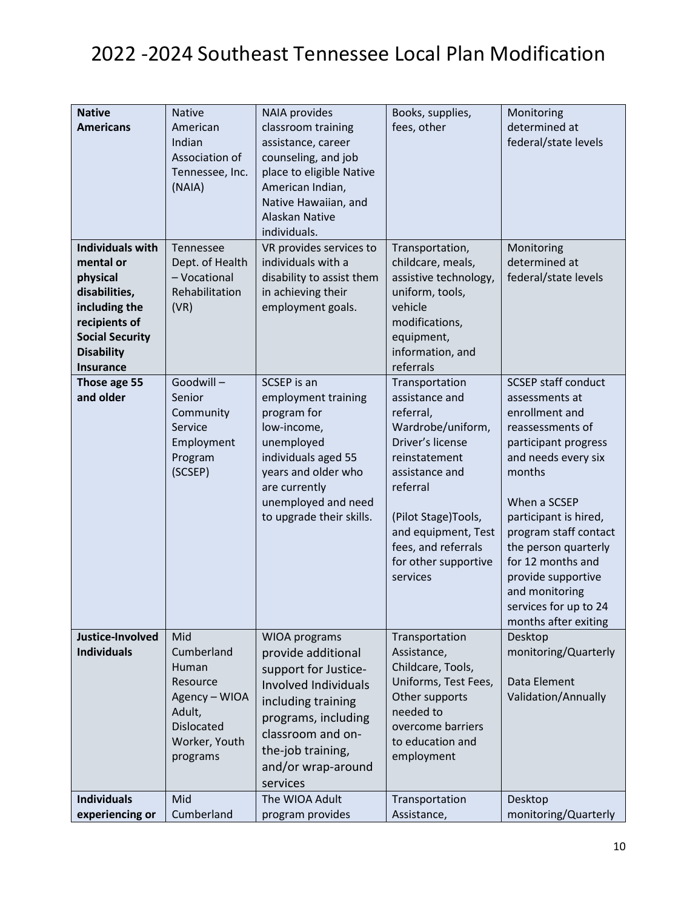# 2022 -2024 Southeast Tennessee Local Plan Modification

| **Native Americans** | Native American Indian Association of Tennessee, Inc. (NAIA) | NAIA provides classroom training assistance, career counseling, and job place to eligible Native American Indian, Native Hawaiian, and Alaskan Native individuals. | Books, supplies, fees, other | Monitoring determined at federal/state levels |
|---|---|---|---|---|
| **Individuals with mental or physical disabilities, including the recipients of Social Security Disability Insurance** | Tennessee Dept. of Health – Vocational Rehabilitation (VR) | VR provides services to individuals with a disability to assist them in achieving their employment goals. | Transportation, childcare, meals, assistive technology, uniform, tools, vehicle modifications, equipment, information, and referrals | Monitoring determined at federal/state levels |
| **Those age 55 and older** | Goodwill – Senior Community Service Employment Program (SCSEP) | SCSEP is an employment training program for low-income, unemployed individuals aged 55 years and older who are currently unemployed and need to upgrade their skills. | Transportation assistance and referral, Wardrobe/uniform, Driver's license reinstatement assistance and referral<br><br>(Pilot Stage)Tools, and equipment, Test fees, and referrals for other supportive services | SCSEP staff conduct assessments at enrollment and reassessments of participant progress and needs every six months<br><br>When a SCSEP participant is hired, program staff contact the person quarterly for 12 months and provide supportive and monitoring services for up to 24 months after exiting |
| **Justice-Involved Individuals** | Mid Cumberland Human Resource Agency – WIOA Adult, Dislocated Worker, Youth programs | WIOA programs provide additional support for Justice-Involved Individuals including training programs, including classroom and on-the-job training, and/or wrap-around services | Transportation Assistance, Childcare, Tools, Uniforms, Test Fees, Other supports needed to overcome barriers to education and employment | Desktop monitoring/Quarterly<br><br>Data Element Validation/Annually |
| **Individuals experiencing or** | Mid Cumberland | The WIOA Adult program provides | Transportation Assistance, | Desktop monitoring/Quarterly |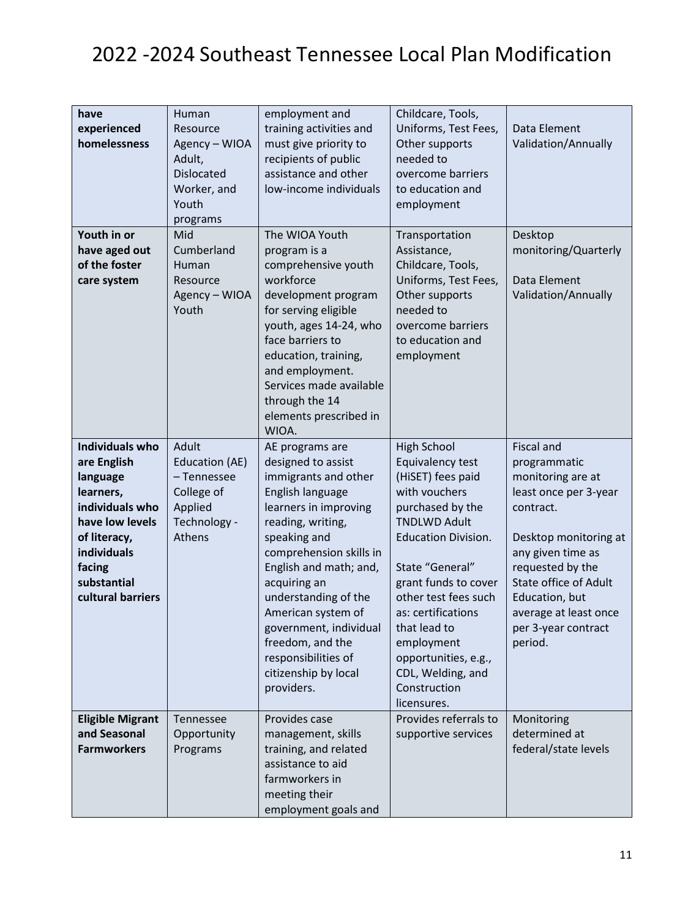| | | | | |
|---|---|---|---|---|
| **have experienced homelessness** | Human Resource Agency – WIOA Adult, Dislocated Worker, and Youth programs | employment and training activities and must give priority to recipients of public assistance and other low-income individuals | Childcare, Tools, Uniforms, Test Fees, Other supports needed to overcome barriers to education and employment | Data Element Validation/Annually |
| **Youth in or have aged out of the foster care system** | Mid Cumberland Human Resource Agency – WIOA Youth | The WIOA Youth program is a comprehensive youth workforce development program for serving eligible youth, ages 14-24, who face barriers to education, training, and employment. Services made available through the 14 elements prescribed in WIOA. | Transportation Assistance, Childcare, Tools, Uniforms, Test Fees, Other supports needed to overcome barriers to education and employment | Desktop monitoring/Quarterly<br><br>Data Element Validation/Annually |
| **Individuals who are English language learners, individuals who have low levels of literacy, individuals facing substantial cultural barriers** | Adult Education (AE) – Tennessee College of Applied Technology - Athens | AE programs are designed to assist immigrants and other English language learners in improving reading, writing, speaking and comprehension skills in English and math; and, acquiring an understanding of the American system of government, individual freedom, and the responsibilities of citizenship by local providers. | High School Equivalency test (HiSET) fees paid with vouchers purchased by the TNDLWD Adult Education Division.<br><br>State "General" grant funds to cover other test fees such as: certifications that lead to employment opportunities, e.g., CDL, Welding, and Construction licensures. | Fiscal and programmatic monitoring are at least once per 3-year contract.<br><br>Desktop monitoring at any given time as requested by the State office of Adult Education, but average at least once per 3-year contract period. |
| **Eligible Migrant and Seasonal Farmworkers** | Tennessee Opportunity Programs | Provides case management, skills training, and related assistance to aid farmworkers in meeting their employment goals and | Provides referrals to supportive services | Monitoring determined at federal/state levels |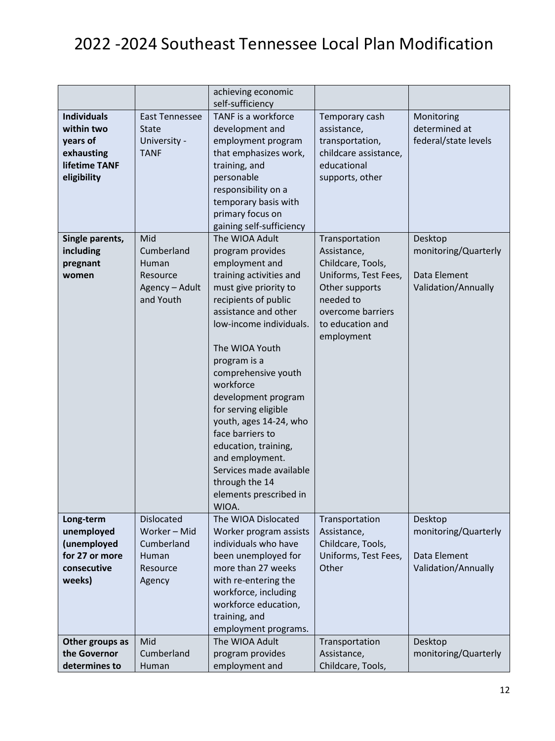| | | achieving economic self-sufficiency | | |
|---|---|---|---|---|
| **Individuals within two years of exhausting lifetime TANF eligibility** | East Tennessee State University - TANF | TANF is a workforce development and employment program that emphasizes work, training, and personable responsibility on a temporary basis with primary focus on gaining self-sufficiency | Temporary cash assistance, transportation, childcare assistance, educational supports, other | Monitoring determined at federal/state levels |
| **Single parents, including pregnant women** | Mid Cumberland Human Resource Agency – Adult and Youth | The WIOA Adult program provides employment and training activities and must give priority to recipients of public assistance and other low-income individuals.<br><br>The WIOA Youth program is a comprehensive youth workforce development program for serving eligible youth, ages 14-24, who face barriers to education, training, and employment. Services made available through the 14 elements prescribed in WIOA. | Transportation Assistance, Childcare, Tools, Uniforms, Test Fees, Other supports needed to overcome barriers to education and employment | Desktop monitoring/Quarterly<br><br>Data Element Validation/Annually |
| **Long-term unemployed (unemployed for 27 or more consecutive weeks)** | Dislocated Worker – Mid Cumberland Human Resource Agency | The WIOA Dislocated Worker program assists individuals who have been unemployed for more than 27 weeks with re-entering the workforce, including workforce education, training, and employment programs. | Transportation Assistance, Childcare, Tools, Uniforms, Test Fees, Other | Desktop monitoring/Quarterly<br><br>Data Element Validation/Annually |
| **Other groups as the Governor determines to** | Mid Cumberland Human | The WIOA Adult program provides employment and | Transportation Assistance, Childcare, Tools, | Desktop monitoring/Quarterly |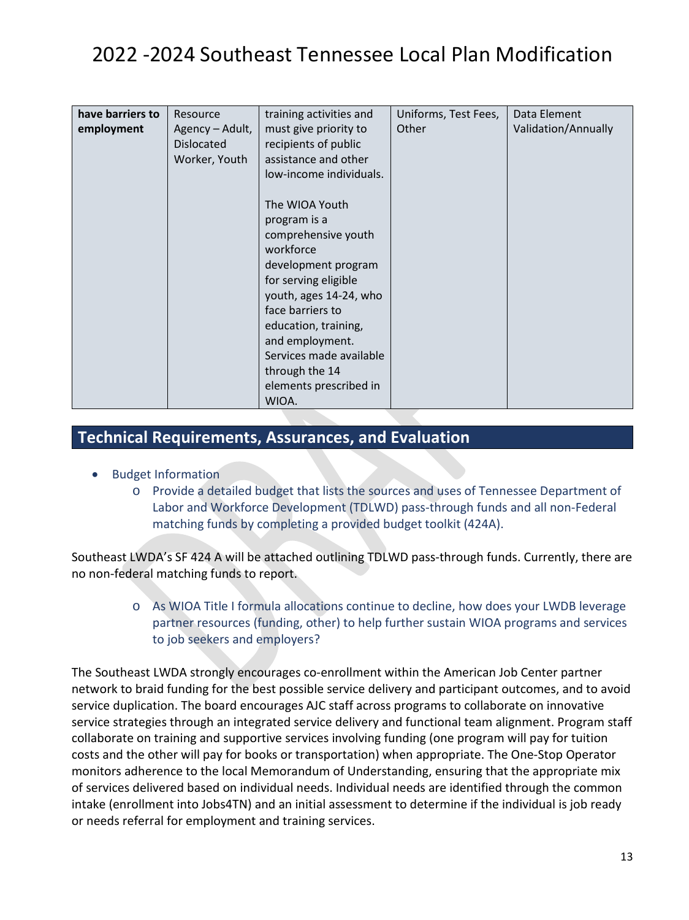| **have barriers to employment** | Resource Agency – Adult, Dislocated Worker, Youth | training activities and must give priority to recipients of public assistance and other low-income individuals.<br><br>The WIOA Youth program is a comprehensive youth workforce development program for serving eligible youth, ages 14-24, who face barriers to education, training, and employment. Services made available through the 14 elements prescribed in WIOA. | Uniforms, Test Fees, Other | Data Element Validation/Annually |
|---|---|---|---|---|

## Technical Requirements, Assurances, and Evaluation

- Budget Information
  - Provide a detailed budget that lists the sources and uses of Tennessee Department of Labor and Workforce Development (TDLWD) pass-through funds and all non-Federal matching funds by completing a provided budget toolkit (424A).

Southeast LWDA's SF 424 A will be attached outlining TDLWD pass-through funds. Currently, there are no non-federal matching funds to report.

  - As WIOA Title I formula allocations continue to decline, how does your LWDB leverage partner resources (funding, other) to help further sustain WIOA programs and services to job seekers and employers?

The Southeast LWDA strongly encourages co-enrollment within the American Job Center partner network to braid funding for the best possible service delivery and participant outcomes, and to avoid service duplication. The board encourages AJC staff across programs to collaborate on innovative service strategies through an integrated service delivery and functional team alignment. Program staff collaborate on training and supportive services involving funding (one program will pay for tuition costs and the other will pay for books or transportation) when appropriate. The One-Stop Operator monitors adherence to the local Memorandum of Understanding, ensuring that the appropriate mix of services delivered based on individual needs. Individual needs are identified through the common intake (enrollment into Jobs4TN) and an initial assessment to determine if the individual is job ready or needs referral for employment and training services.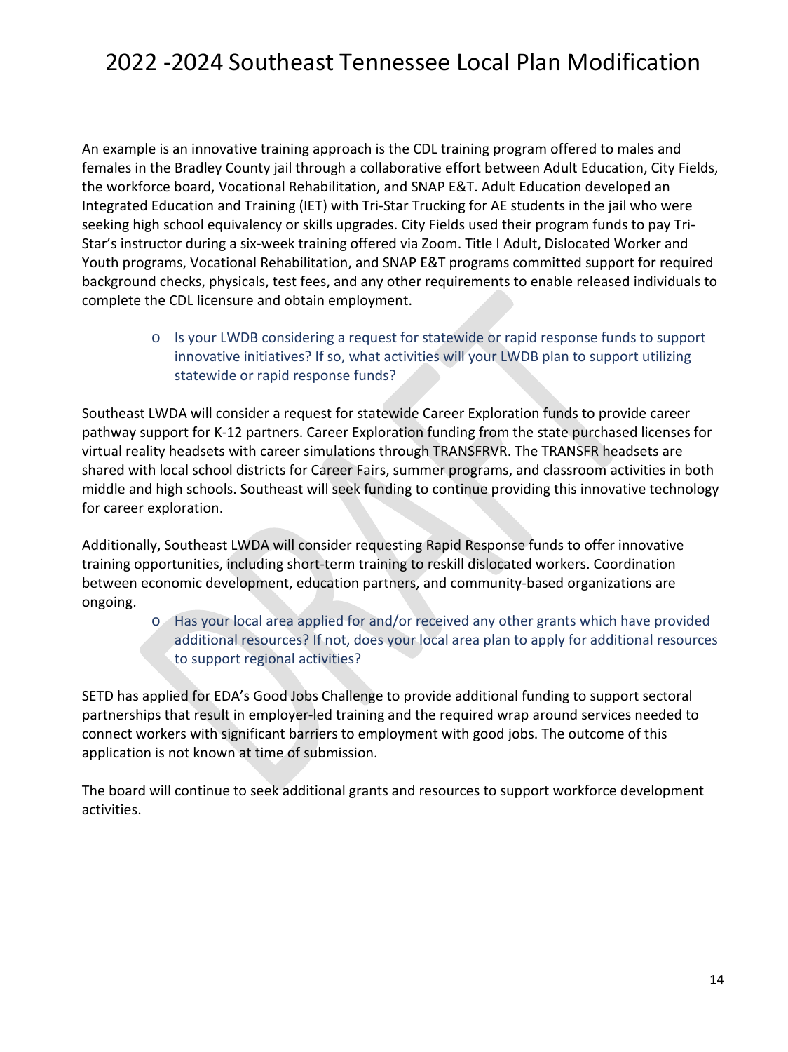An example is an innovative training approach is the CDL training program offered to males and females in the Bradley County jail through a collaborative effort between Adult Education, City Fields, the workforce board, Vocational Rehabilitation, and SNAP E&T. Adult Education developed an Integrated Education and Training (IET) with Tri-Star Trucking for AE students in the jail who were seeking high school equivalency or skills upgrades. City Fields used their program funds to pay Tri-Star's instructor during a six-week training offered via Zoom. Title I Adult, Dislocated Worker and Youth programs, Vocational Rehabilitation, and SNAP E&T programs committed support for required background checks, physicals, test fees, and any other requirements to enable released individuals to complete the CDL licensure and obtain employment.

- Is your LWDB considering a request for statewide or rapid response funds to support innovative initiatives? If so, what activities will your LWDB plan to support utilizing statewide or rapid response funds?

Southeast LWDA will consider a request for statewide Career Exploration funds to provide career pathway support for K-12 partners. Career Exploration funding from the state purchased licenses for virtual reality headsets with career simulations through TRANSFRVR. The TRANSFR headsets are shared with local school districts for Career Fairs, summer programs, and classroom activities in both middle and high schools. Southeast will seek funding to continue providing this innovative technology for career exploration.

Additionally, Southeast LWDA will consider requesting Rapid Response funds to offer innovative training opportunities, including short-term training to reskill dislocated workers. Coordination between economic development, education partners, and community-based organizations are ongoing.

- Has your local area applied for and/or received any other grants which have provided additional resources? If not, does your local area plan to apply for additional resources to support regional activities?

SETD has applied for EDA's Good Jobs Challenge to provide additional funding to support sectoral partnerships that result in employer-led training and the required wrap around services needed to connect workers with significant barriers to employment with good jobs. The outcome of this application is not known at time of submission.

The board will continue to seek additional grants and resources to support workforce development activities.